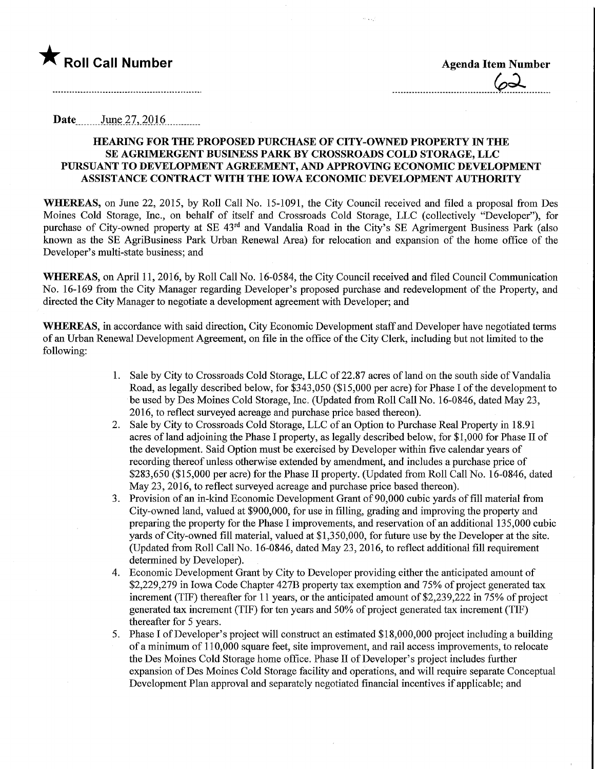★ **Roll Call Number**

**Agenda Item Number**

62

**Date** June 27, 2016

**HEARING FOR THE PROPOSED PURCHASE OF CITY-OWNED PROPERTY IN THE SE AGRIMERGENT BUSINESS PARK BY CROSSROADS COLD STORAGE, LLC PURSUANT TO DEVELOPMENT AGREEMENT, AND APPROVING ECONOMIC DEVELOPMENT ASSISTANCE CONTRACT WITH THE IOWA ECONOMIC DEVELOPMENT AUTHORITY**

**WHEREAS,** on June 22, 2015, by Roll Call No. 15-1091, the City Council received and filed a proposal from Des Moines Cold Storage, Inc., on behalf of itself and Crossroads Cold Storage, LLC (collectively "Developer"), for purchase of City-owned property at SE 43rd and Vandalia Road in the City's SE Agrimergent Business Park (also known as the SE AgriBusiness Park Urban Renewal Area) for relocation and expansion of the home office of the Developer's multi-state business; and

**WHEREAS,** on April 11, 2016, by Roll Call No. 16-0584, the City Council received and filed Council Communication No. 16-169 from the City Manager regarding Developer's proposed purchase and redevelopment of the Property, and directed the City Manager to negotiate a development agreement with Developer; and

**WHEREAS,** in accordance with said direction, City Economic Development staff and Developer have negotiated terms of an Urban Renewal Development Agreement, on file in the office of the City Clerk, including but not limited to the following:

1. Sale by City to Crossroads Cold Storage, LLC of 22.87 acres of land on the south side of Vandalia Road, as legally described below, for $343,050 ($15,000 per acre) for Phase I of the development to be used by Des Moines Cold Storage, Inc. (Updated from Roll Call No. 16-0846, dated May 23, 2016, to reflect surveyed acreage and purchase price based thereon).
2. Sale by City to Crossroads Cold Storage, LLC of an Option to Purchase Real Property in 18.91 acres of land adjoining the Phase I property, as legally described below, for $1,000 for Phase II of the development. Said Option must be exercised by Developer within five calendar years of recording thereof unless otherwise extended by amendment, and includes a purchase price of $283,650 ($15,000 per acre) for the Phase II property. (Updated from Roll Call No. 16-0846, dated May 23, 2016, to reflect surveyed acreage and purchase price based thereon).
3. Provision of an in-kind Economic Development Grant of 90,000 cubic yards of fill material from City-owned land, valued at $900,000, for use in filling, grading and improving the property and preparing the property for the Phase I improvements, and reservation of an additional 135,000 cubic yards of City-owned fill material, valued at $1,350,000, for future use by the Developer at the site. (Updated from Roll Call No. 16-0846, dated May 23, 2016, to reflect additional fill requirement determined by Developer).
4. Economic Development Grant by City to Developer providing either the anticipated amount of $2,229,279 in Iowa Code Chapter 427B property tax exemption and 75% of project generated tax increment (TIF) thereafter for 11 years, or the anticipated amount of $2,239,222 in 75% of project generated tax increment (TIF) for ten years and 50% of project generated tax increment (TIF) thereafter for 5 years.
5. Phase I of Developer's project will construct an estimated $18,000,000 project including a building of a minimum of 110,000 square feet, site improvement, and rail access improvements, to relocate the Des Moines Cold Storage home office. Phase II of Developer's project includes further expansion of Des Moines Cold Storage facility and operations, and will require separate Conceptual Development Plan approval and separately negotiated financial incentives if applicable; and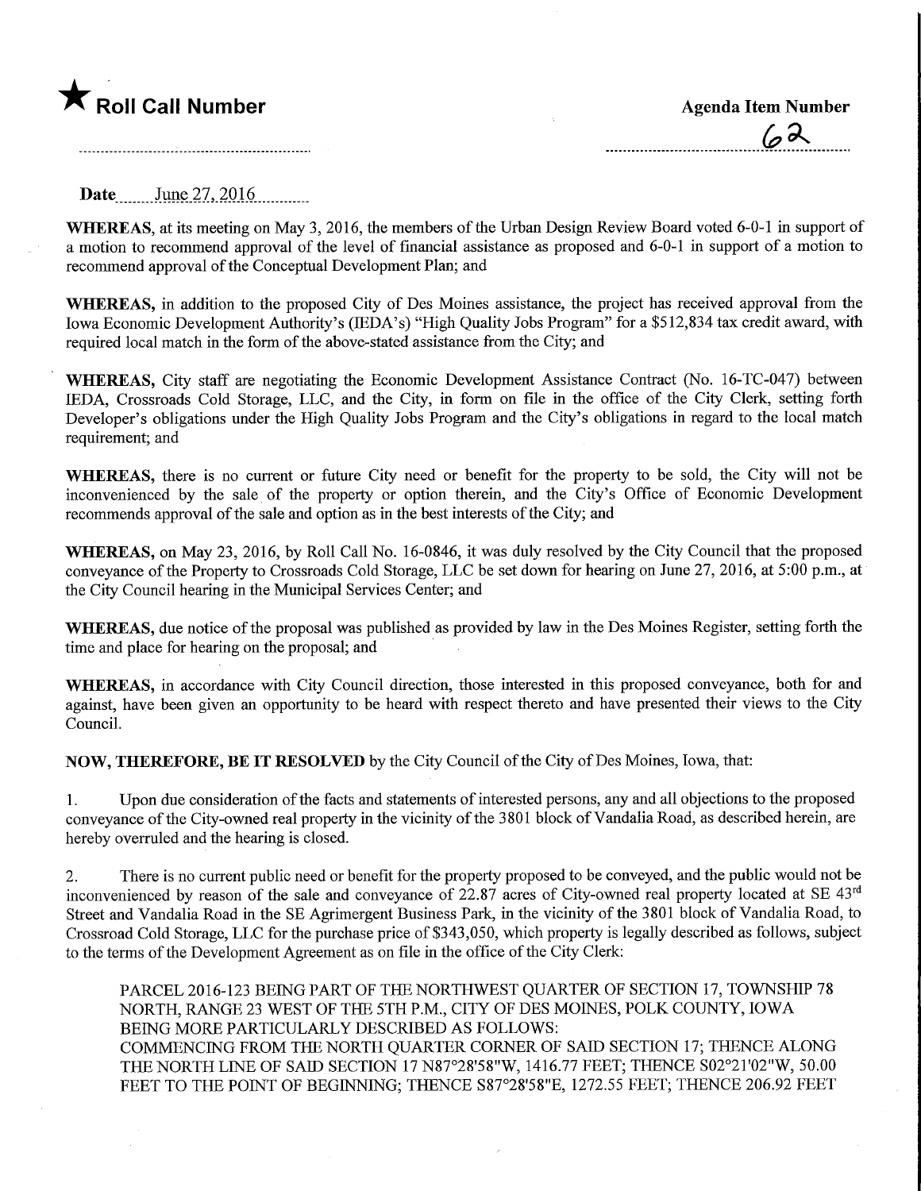★ **Roll Call Number**

**Agenda Item Number**

62

**Date** June 27, 2016

**WHEREAS,** at its meeting on May 3, 2016, the members of the Urban Design Review Board voted 6-0-1 in support of a motion to recommend approval of the level of financial assistance as proposed and 6-0-1 in support of a motion to recommend approval of the Conceptual Development Plan; and

**WHEREAS,** in addition to the proposed City of Des Moines assistance, the project has received approval from the Iowa Economic Development Authority's (IEDA's) "High Quality Jobs Program" for a $512,834 tax credit award, with required local match in the form of the above-stated assistance from the City; and

**WHEREAS,** City staff are negotiating the Economic Development Assistance Contract (No. 16-TC-047) between IEDA, Crossroads Cold Storage, LLC, and the City, in form on file in the office of the City Clerk, setting forth Developer's obligations under the High Quality Jobs Program and the City's obligations in regard to the local match requirement; and

**WHEREAS,** there is no current or future City need or benefit for the property to be sold, the City will not be inconvenienced by the sale of the property or option therein, and the City's Office of Economic Development recommends approval of the sale and option as in the best interests of the City; and

**WHEREAS,** on May 23, 2016, by Roll Call No. 16-0846, it was duly resolved by the City Council that the proposed conveyance of the Property to Crossroads Cold Storage, LLC be set down for hearing on June 27, 2016, at 5:00 p.m., at the City Council hearing in the Municipal Services Center; and

**WHEREAS,** due notice of the proposal was published as provided by law in the Des Moines Register, setting forth the time and place for hearing on the proposal; and

**WHEREAS,** in accordance with City Council direction, those interested in this proposed conveyance, both for and against, have been given an opportunity to be heard with respect thereto and have presented their views to the City Council.

**NOW, THEREFORE, BE IT RESOLVED** by the City Council of the City of Des Moines, Iowa, that:

1. Upon due consideration of the facts and statements of interested persons, any and all objections to the proposed conveyance of the City-owned real property in the vicinity of the 3801 block of Vandalia Road, as described herein, are hereby overruled and the hearing is closed.

2. There is no current public need or benefit for the property proposed to be conveyed, and the public would not be inconvenienced by reason of the sale and conveyance of 22.87 acres of City-owned real property located at SE 43rd Street and Vandalia Road in the SE Agrimergent Business Park, in the vicinity of the 3801 block of Vandalia Road, to Crossroad Cold Storage, LLC for the purchase price of $343,050, which property is legally described as follows, subject to the terms of the Development Agreement as on file in the office of the City Clerk:

PARCEL 2016-123 BEING PART OF THE NORTHWEST QUARTER OF SECTION 17, TOWNSHIP 78 NORTH, RANGE 23 WEST OF THE 5TH P.M., CITY OF DES MOINES, POLK COUNTY, IOWA BEING MORE PARTICULARLY DESCRIBED AS FOLLOWS:
COMMENCING FROM THE NORTH QUARTER CORNER OF SAID SECTION 17; THENCE ALONG THE NORTH LINE OF SAID SECTION 17 N87°28'58"W, 1416.77 FEET; THENCE S02°21'02"W, 50.00 FEET TO THE POINT OF BEGINNING; THENCE S87°28'58"E, 1272.55 FEET; THENCE 206.92 FEET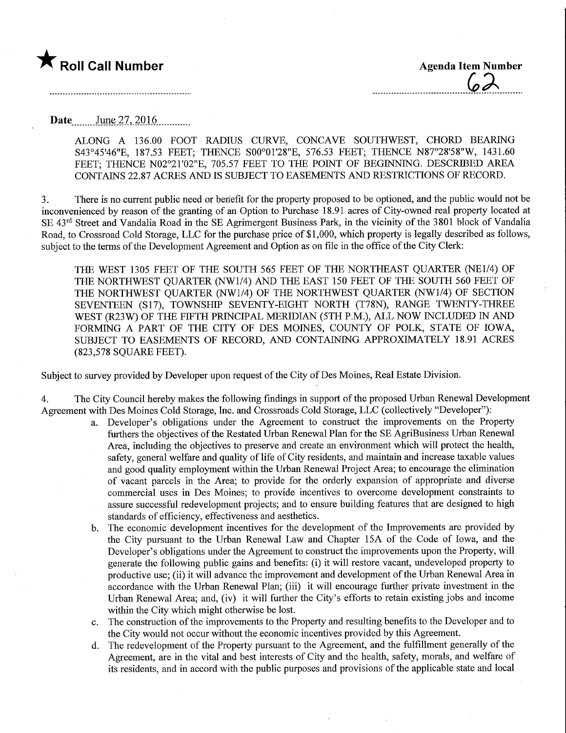★ **Roll Call Number**

**Agenda Item Number**
62

**Date** June 27, 2016

ALONG A 136.00 FOOT RADIUS CURVE, CONCAVE SOUTHWEST, CHORD BEARING S43°45'46"E, 187.53 FEET; THENCE S00°01'28"E, 576.53 FEET; THENCE N87°28'58"W, 1431.60 FEET; THENCE N02°21'02"E, 705.57 FEET TO THE POINT OF BEGINNING. DESCRIBED AREA CONTAINS 22.87 ACRES AND IS SUBJECT TO EASEMENTS AND RESTRICTIONS OF RECORD.

3. There is no current public need or benefit for the property proposed to be optioned, and the public would not be inconvenienced by reason of the granting of an Option to Purchase 18.91 acres of City-owned real property located at SE 43rd Street and Vandalia Road in the SE Agrimergent Business Park, in the vicinity of the 3801 block of Vandalia Road, to Crossroad Cold Storage, LLC for the purchase price of $1,000, which property is legally described as follows, subject to the terms of the Development Agreement and Option as on file in the office of the City Clerk:

THE WEST 1305 FEET OF THE SOUTH 565 FEET OF THE NORTHEAST QUARTER (NE1/4) OF THE NORTHWEST QUARTER (NW1/4) AND THE EAST 150 FEET OF THE SOUTH 560 FEET OF THE NORTHWEST QUARTER (NW1/4) OF THE NORTHWEST QUARTER (NW1/4) OF SECTION SEVENTEEN (S17), TOWNSHIP SEVENTY-EIGHT NORTH (T78N), RANGE TWENTY-THREE WEST (R23W) OF THE FIFTH PRINCIPAL MERIDIAN (5TH P.M.), ALL NOW INCLUDED IN AND FORMING A PART OF THE CITY OF DES MOINES, COUNTY OF POLK, STATE OF IOWA, SUBJECT TO EASEMENTS OF RECORD, AND CONTAINING APPROXIMATELY 18.91 ACRES (823,578 SQUARE FEET).

Subject to survey provided by Developer upon request of the City of Des Moines, Real Estate Division.

4. The City Council hereby makes the following findings in support of the proposed Urban Renewal Development Agreement with Des Moines Cold Storage, Inc. and Crossroads Cold Storage, LLC (collectively "Developer"):

a. Developer's obligations under the Agreement to construct the improvements on the Property furthers the objectives of the Restated Urban Renewal Plan for the SE AgriBusiness Urban Renewal Area, including the objectives to preserve and create an environment which will protect the health, safety, general welfare and quality of life of City residents, and maintain and increase taxable values and good quality employment within the Urban Renewal Project Area; to encourage the elimination of vacant parcels in the Area; to provide for the orderly expansion of appropriate and diverse commercial uses in Des Moines; to provide incentives to overcome development constraints to assure successful redevelopment projects; and to ensure building features that are designed to high standards of efficiency, effectiveness and aesthetics.

b. The economic development incentives for the development of the Improvements are provided by the City pursuant to the Urban Renewal Law and Chapter 15A of the Code of Iowa, and the Developer's obligations under the Agreement to construct the improvements upon the Property, will generate the following public gains and benefits: (i) it will restore vacant, undeveloped property to productive use; (ii) it will advance the improvement and development of the Urban Renewal Area in accordance with the Urban Renewal Plan; (iii) it will encourage further private investment in the Urban Renewal Area; and, (iv) it will further the City's efforts to retain existing jobs and income within the City which might otherwise be lost.

c. The construction of the improvements to the Property and resulting benefits to the Developer and to the City would not occur without the economic incentives provided by this Agreement.

d. The redevelopment of the Property pursuant to the Agreement, and the fulfillment generally of the Agreement, are in the vital and best interests of City and the health, safety, morals, and welfare of its residents, and in accord with the public purposes and provisions of the applicable state and local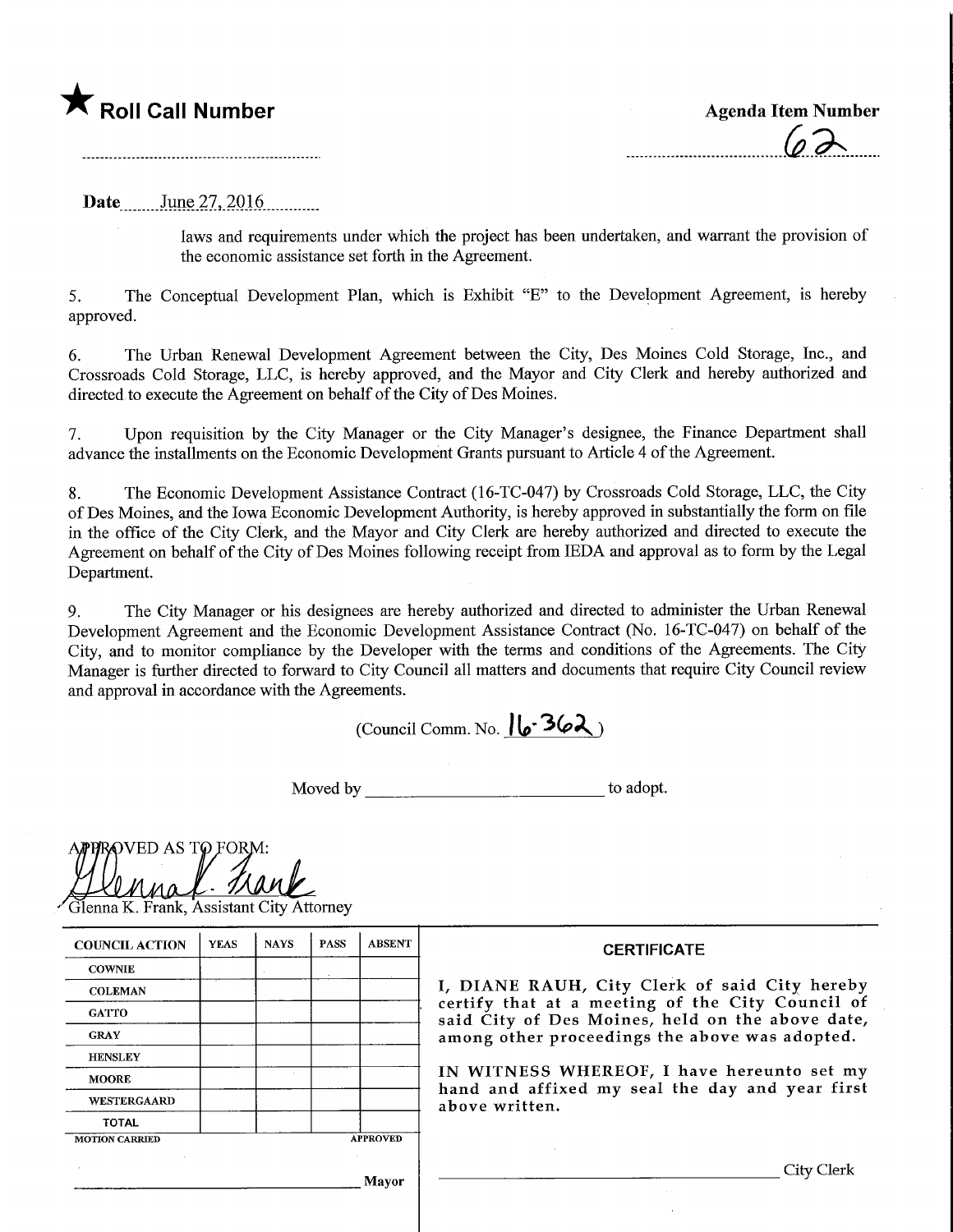★ **Roll Call Number**

**Agenda Item Number**

62

**Date** June 27, 2016

laws and requirements under which the project has been undertaken, and warrant the provision of the economic assistance set forth in the Agreement.

5. The Conceptual Development Plan, which is Exhibit "E" to the Development Agreement, is hereby approved.

6. The Urban Renewal Development Agreement between the City, Des Moines Cold Storage, Inc., and Crossroads Cold Storage, LLC, is hereby approved, and the Mayor and City Clerk and hereby authorized and directed to execute the Agreement on behalf of the City of Des Moines.

7. Upon requisition by the City Manager or the City Manager's designee, the Finance Department shall advance the installments on the Economic Development Grants pursuant to Article 4 of the Agreement.

8. The Economic Development Assistance Contract (16-TC-047) by Crossroads Cold Storage, LLC, the City of Des Moines, and the Iowa Economic Development Authority, is hereby approved in substantially the form on file in the office of the City Clerk, and the Mayor and City Clerk are hereby authorized and directed to execute the Agreement on behalf of the City of Des Moines following receipt from IEDA and approval as to form by the Legal Department.

9. The City Manager or his designees are hereby authorized and directed to administer the Urban Renewal Development Agreement and the Economic Development Assistance Contract (No. 16-TC-047) on behalf of the City, and to monitor compliance by the Developer with the terms and conditions of the Agreements. The City Manager is further directed to forward to City Council all matters and documents that require City Council review and approval in accordance with the Agreements.

(Council Comm. No. 16-362)

Moved by ____________________ to adopt.

APPROVED AS TO FORM:

Glenna K. Frank, Assistant City Attorney

| COUNCIL ACTION | YEAS | NAYS | PASS | ABSENT |
|---|---|---|---|---|
| COWNIE | | | | |
| COLEMAN | | | | |
| GATTO | | | | |
| GRAY | | | | |
| HENSLEY | | | | |
| MOORE | | | | |
| WESTERGAARD | | | | |
| TOTAL | | | | |
| MOTION CARRIED | | | | APPROVED |

____________________ Mayor

**CERTIFICATE**

I, DIANE RAUH, City Clerk of said City hereby certify that at a meeting of the City Council of said City of Des Moines, held on the above date, among other proceedings the above was adopted.

IN WITNESS WHEREOF, I have hereunto set my hand and affixed my seal the day and year first above written.

____________________ City Clerk